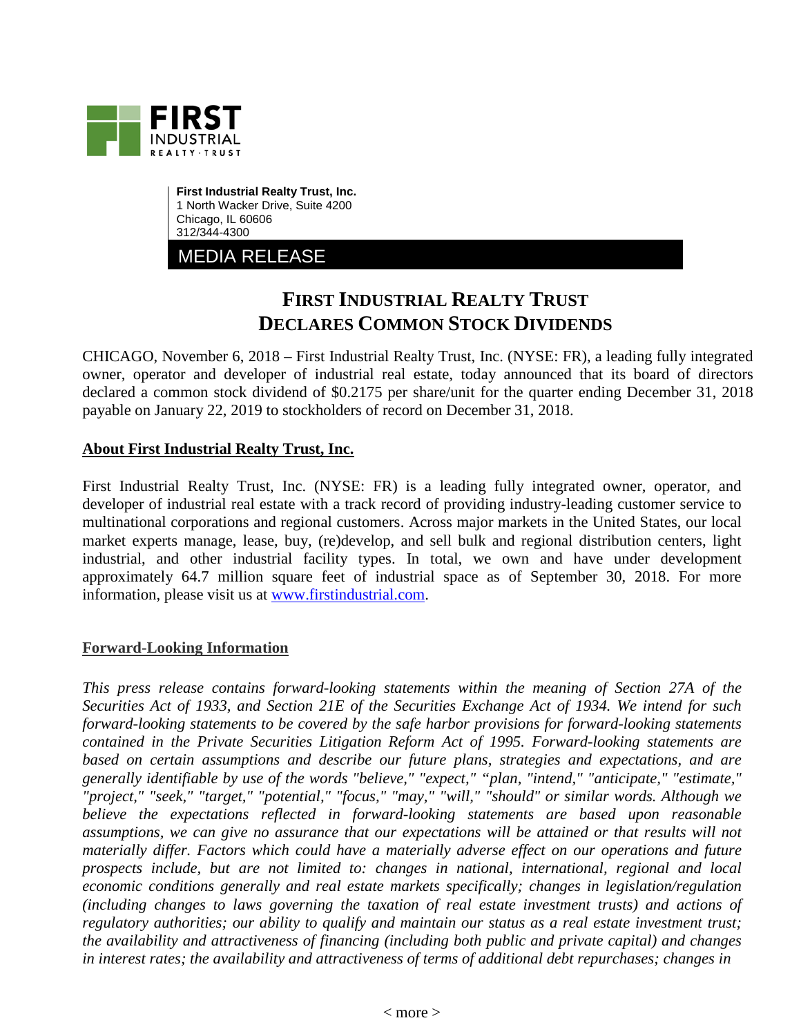**First Industrial Realty Trust, Inc.**
1 North Wacker Drive, Suite 4200
Chicago, IL 60606
312/344-4300

MEDIA RELEASE

# FIRST INDUSTRIAL REALTY TRUST DECLARES COMMON STOCK DIVIDENDS

CHICAGO, November 6, 2018 – First Industrial Realty Trust, Inc. (NYSE: FR), a leading fully integrated owner, operator and developer of industrial real estate, today announced that its board of directors declared a common stock dividend of $0.2175 per share/unit for the quarter ending December 31, 2018 payable on January 22, 2019 to stockholders of record on December 31, 2018.

## About First Industrial Realty Trust, Inc.

First Industrial Realty Trust, Inc. (NYSE: FR) is a leading fully integrated owner, operator, and developer of industrial real estate with a track record of providing industry-leading customer service to multinational corporations and regional customers. Across major markets in the United States, our local market experts manage, lease, buy, (re)develop, and sell bulk and regional distribution centers, light industrial, and other industrial facility types. In total, we own and have under development approximately 64.7 million square feet of industrial space as of September 30, 2018. For more information, please visit us at www.firstindustrial.com.

## Forward-Looking Information

*This press release contains forward-looking statements within the meaning of Section 27A of the Securities Act of 1933, and Section 21E of the Securities Exchange Act of 1934. We intend for such forward-looking statements to be covered by the safe harbor provisions for forward-looking statements contained in the Private Securities Litigation Reform Act of 1995. Forward-looking statements are based on certain assumptions and describe our future plans, strategies and expectations, and are generally identifiable by use of the words "believe," "expect," "plan," "intend," "anticipate," "estimate," "project," "seek," "target," "potential," "focus," "may," "will," "should" or similar words. Although we believe the expectations reflected in forward-looking statements are based upon reasonable assumptions, we can give no assurance that our expectations will be attained or that results will not materially differ. Factors which could have a materially adverse effect on our operations and future prospects include, but are not limited to: changes in national, international, regional and local economic conditions generally and real estate markets specifically; changes in legislation/regulation (including changes to laws governing the taxation of real estate investment trusts) and actions of regulatory authorities; our ability to qualify and maintain our status as a real estate investment trust; the availability and attractiveness of financing (including both public and private capital) and changes in interest rates; the availability and attractiveness of terms of additional debt repurchases; changes in*

< more >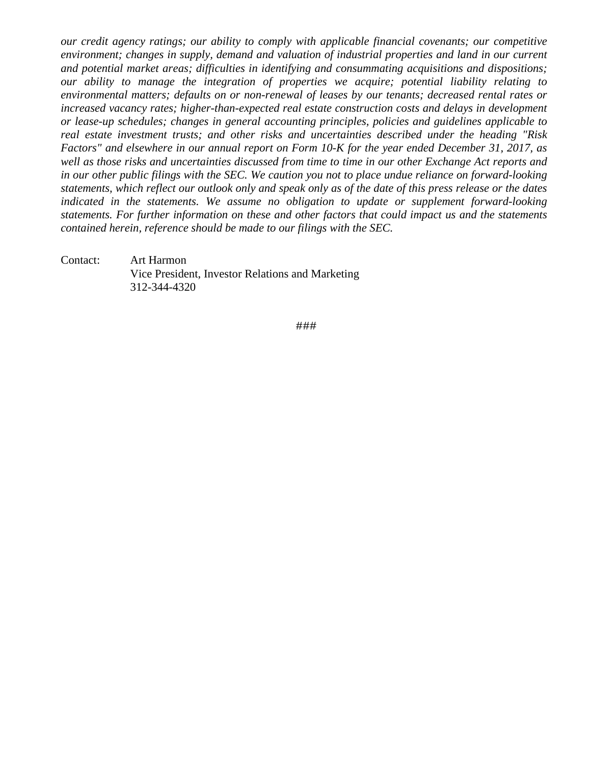*our credit agency ratings; our ability to comply with applicable financial covenants; our competitive environment; changes in supply, demand and valuation of industrial properties and land in our current and potential market areas; difficulties in identifying and consummating acquisitions and dispositions; our ability to manage the integration of properties we acquire; potential liability relating to environmental matters; defaults on or non-renewal of leases by our tenants; decreased rental rates or increased vacancy rates; higher-than-expected real estate construction costs and delays in development or lease-up schedules; changes in general accounting principles, policies and guidelines applicable to real estate investment trusts; and other risks and uncertainties described under the heading "Risk Factors" and elsewhere in our annual report on Form 10-K for the year ended December 31, 2017, as well as those risks and uncertainties discussed from time to time in our other Exchange Act reports and in our other public filings with the SEC. We caution you not to place undue reliance on forward-looking statements, which reflect our outlook only and speak only as of the date of this press release or the dates indicated in the statements. We assume no obligation to update or supplement forward-looking statements. For further information on these and other factors that could impact us and the statements contained herein, reference should be made to our filings with the SEC.*

Contact: Art Harmon
Vice President, Investor Relations and Marketing
312-344-4320

###